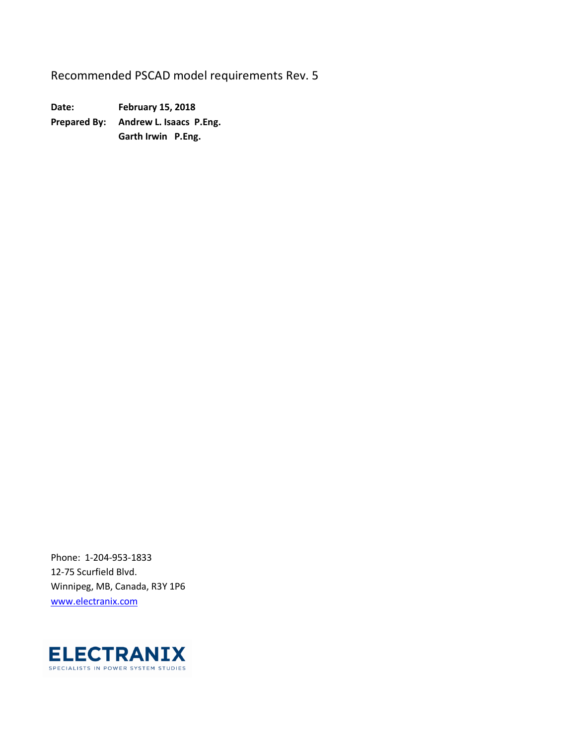# Recommended PSCAD model requirements Rev. 5

**Date:** **February 15, 2018**

**Prepared By:** **Andrew L. Isaacs P.Eng.**
**Garth Irwin P.Eng.**

Phone: 1-204-953-1833
12-75 Scurfield Blvd.
Winnipeg, MB, Canada, R3Y 1P6
www.electranix.com

ELECTRANIX
SPECIALISTS IN POWER SYSTEM STUDIES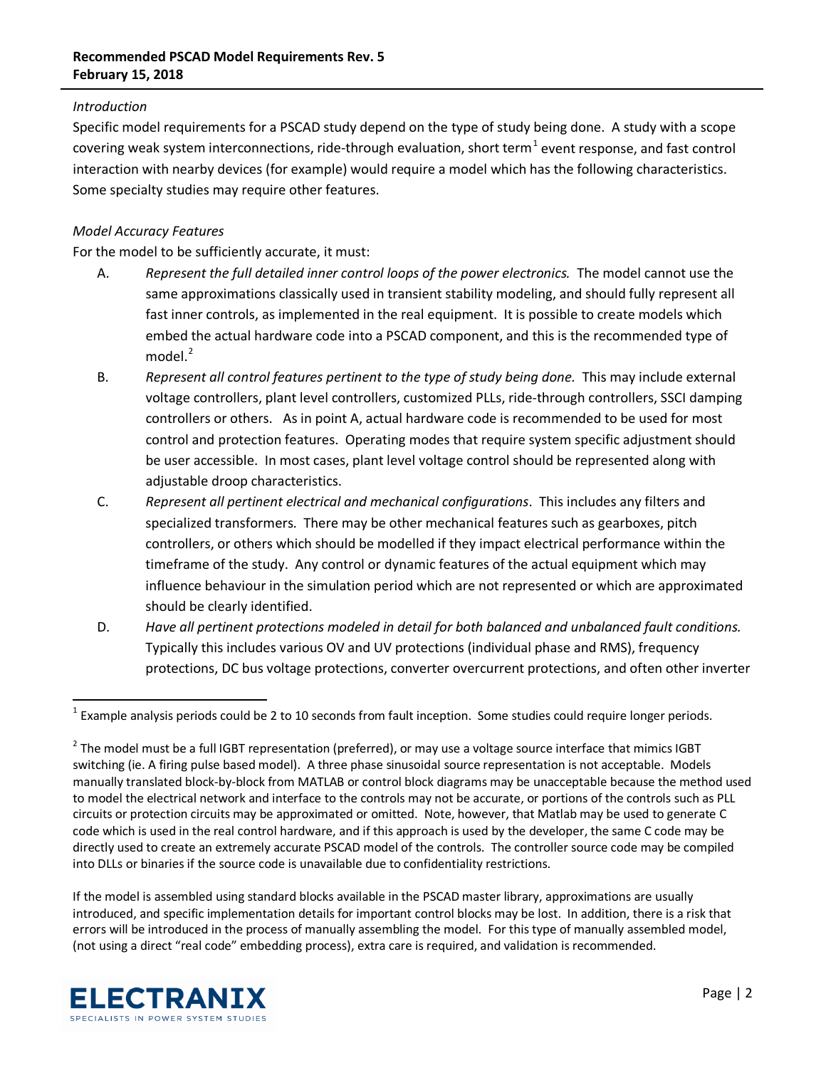*Introduction*

Specific model requirements for a PSCAD study depend on the type of study being done. A study with a scope covering weak system interconnections, ride-through evaluation, short term[1] event response, and fast control interaction with nearby devices (for example) would require a model which has the following characteristics. Some specialty studies may require other features.

*Model Accuracy Features*

For the model to be sufficiently accurate, it must:

A. *Represent the full detailed inner control loops of the power electronics.* The model cannot use the same approximations classically used in transient stability modeling, and should fully represent all fast inner controls, as implemented in the real equipment. It is possible to create models which embed the actual hardware code into a PSCAD component, and this is the recommended type of model.[2]

B. *Represent all control features pertinent to the type of study being done.* This may include external voltage controllers, plant level controllers, customized PLLs, ride-through controllers, SSCI damping controllers or others. As in point A, actual hardware code is recommended to be used for most control and protection features. Operating modes that require system specific adjustment should be user accessible. In most cases, plant level voltage control should be represented along with adjustable droop characteristics.

C. *Represent all pertinent electrical and mechanical configurations*. This includes any filters and specialized transformers. There may be other mechanical features such as gearboxes, pitch controllers, or others which should be modelled if they impact electrical performance within the timeframe of the study. Any control or dynamic features of the actual equipment which may influence behaviour in the simulation period which are not represented or which are approximated should be clearly identified.

D. *Have all pertinent protections modeled in detail for both balanced and unbalanced fault conditions.* Typically this includes various OV and UV protections (individual phase and RMS), frequency protections, DC bus voltage protections, converter overcurrent protections, and often other inverter

---

[1] Example analysis periods could be 2 to 10 seconds from fault inception. Some studies could require longer periods.

[2] The model must be a full IGBT representation (preferred), or may use a voltage source interface that mimics IGBT switching (ie. A firing pulse based model). A three phase sinusoidal source representation is not acceptable. Models manually translated block-by-block from MATLAB or control block diagrams may be unacceptable because the method used to model the electrical network and interface to the controls may not be accurate, or portions of the controls such as PLL circuits or protection circuits may be approximated or omitted. Note, however, that Matlab may be used to generate C code which is used in the real control hardware, and if this approach is used by the developer, the same C code may be directly used to create an extremely accurate PSCAD model of the controls. The controller source code may be compiled into DLLs or binaries if the source code is unavailable due to confidentiality restrictions.

If the model is assembled using standard blocks available in the PSCAD master library, approximations are usually introduced, and specific implementation details for important control blocks may be lost. In addition, there is a risk that errors will be introduced in the process of manually assembling the model. For this type of manually assembled model, (not using a direct "real code" embedding process), extra care is required, and validation is recommended.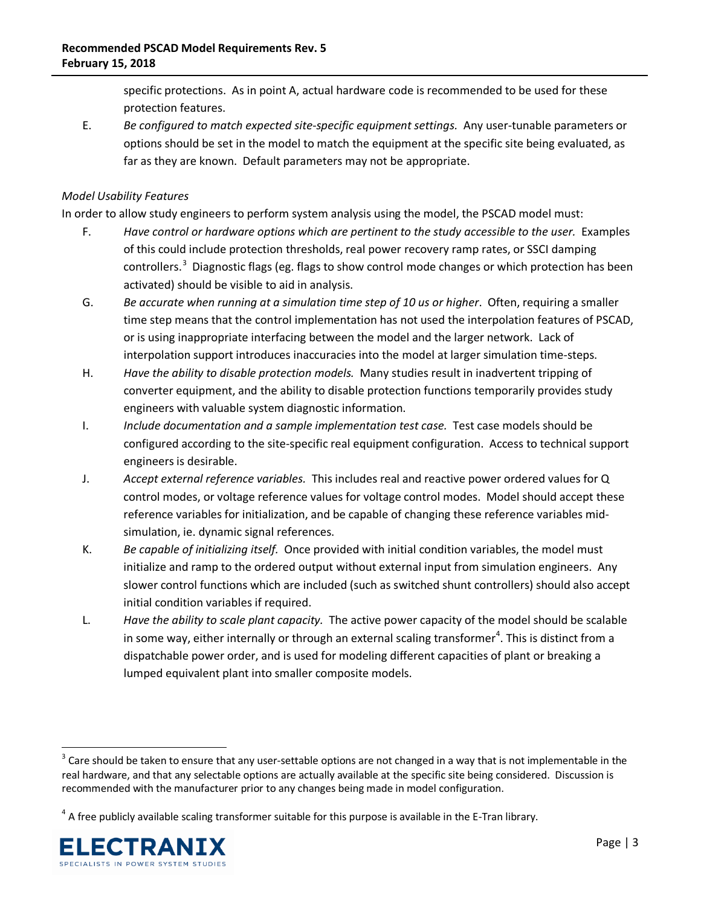specific protections. As in point A, actual hardware code is recommended to be used for these protection features.

E. *Be configured to match expected site-specific equipment settings.* Any user-tunable parameters or options should be set in the model to match the equipment at the specific site being evaluated, as far as they are known. Default parameters may not be appropriate.

*Model Usability Features*

In order to allow study engineers to perform system analysis using the model, the PSCAD model must:

F. *Have control or hardware options which are pertinent to the study accessible to the user.* Examples of this could include protection thresholds, real power recovery ramp rates, or SSCI damping controllers.[3] Diagnostic flags (eg. flags to show control mode changes or which protection has been activated) should be visible to aid in analysis.

G. *Be accurate when running at a simulation time step of 10 us or higher*. Often, requiring a smaller time step means that the control implementation has not used the interpolation features of PSCAD, or is using inappropriate interfacing between the model and the larger network. Lack of interpolation support introduces inaccuracies into the model at larger simulation time-steps.

H. *Have the ability to disable protection models.* Many studies result in inadvertent tripping of converter equipment, and the ability to disable protection functions temporarily provides study engineers with valuable system diagnostic information.

I. *Include documentation and a sample implementation test case.* Test case models should be configured according to the site-specific real equipment configuration. Access to technical support engineers is desirable.

J. *Accept external reference variables.* This includes real and reactive power ordered values for Q control modes, or voltage reference values for voltage control modes. Model should accept these reference variables for initialization, and be capable of changing these reference variables mid-simulation, ie. dynamic signal references.

K. *Be capable of initializing itself.* Once provided with initial condition variables, the model must initialize and ramp to the ordered output without external input from simulation engineers. Any slower control functions which are included (such as switched shunt controllers) should also accept initial condition variables if required.

L. *Have the ability to scale plant capacity.* The active power capacity of the model should be scalable in some way, either internally or through an external scaling transformer[4]. This is distinct from a dispatchable power order, and is used for modeling different capacities of plant or breaking a lumped equivalent plant into smaller composite models.

---

[3] Care should be taken to ensure that any user-settable options are not changed in a way that is not implementable in the real hardware, and that any selectable options are actually available at the specific site being considered. Discussion is recommended with the manufacturer prior to any changes being made in model configuration.

[4] A free publicly available scaling transformer suitable for this purpose is available in the E-Tran library.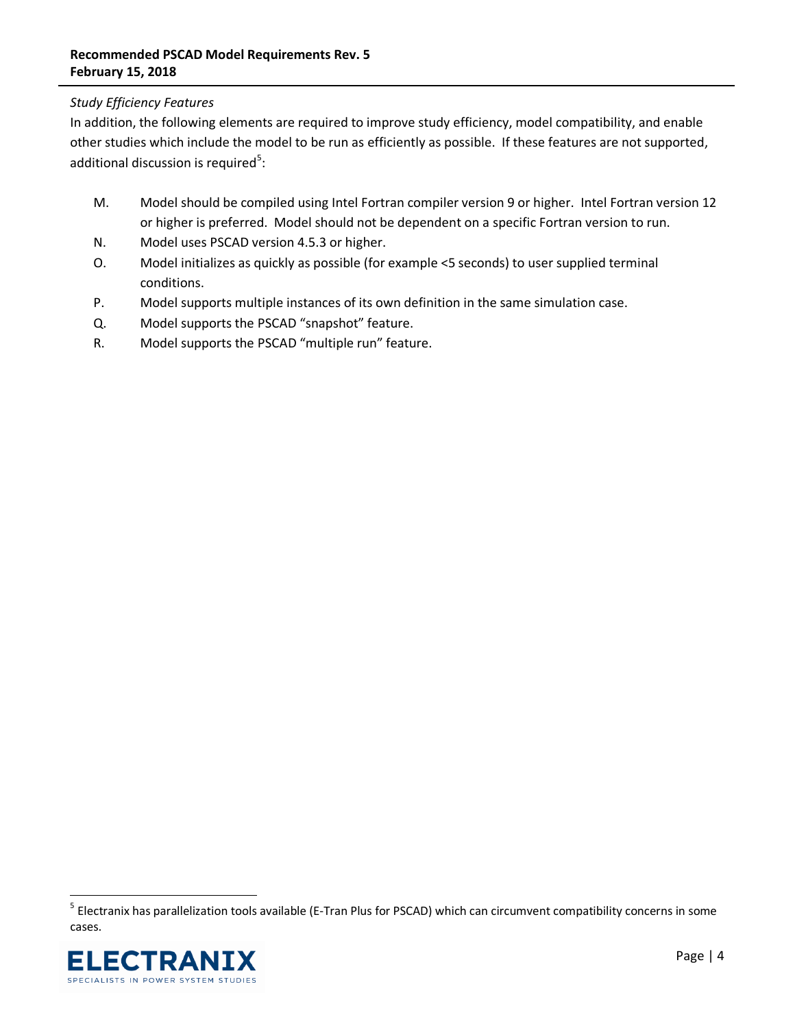*Study Efficiency Features*

In addition, the following elements are required to improve study efficiency, model compatibility, and enable other studies which include the model to be run as efficiently as possible. If these features are not supported, additional discussion is required[5]:

M. Model should be compiled using Intel Fortran compiler version 9 or higher. Intel Fortran version 12 or higher is preferred. Model should not be dependent on a specific Fortran version to run.

N. Model uses PSCAD version 4.5.3 or higher.

O. Model initializes as quickly as possible (for example <5 seconds) to user supplied terminal conditions.

P. Model supports multiple instances of its own definition in the same simulation case.

Q. Model supports the PSCAD "snapshot" feature.

R. Model supports the PSCAD "multiple run" feature.

---

[5] Electranix has parallelization tools available (E-Tran Plus for PSCAD) which can circumvent compatibility concerns in some cases.